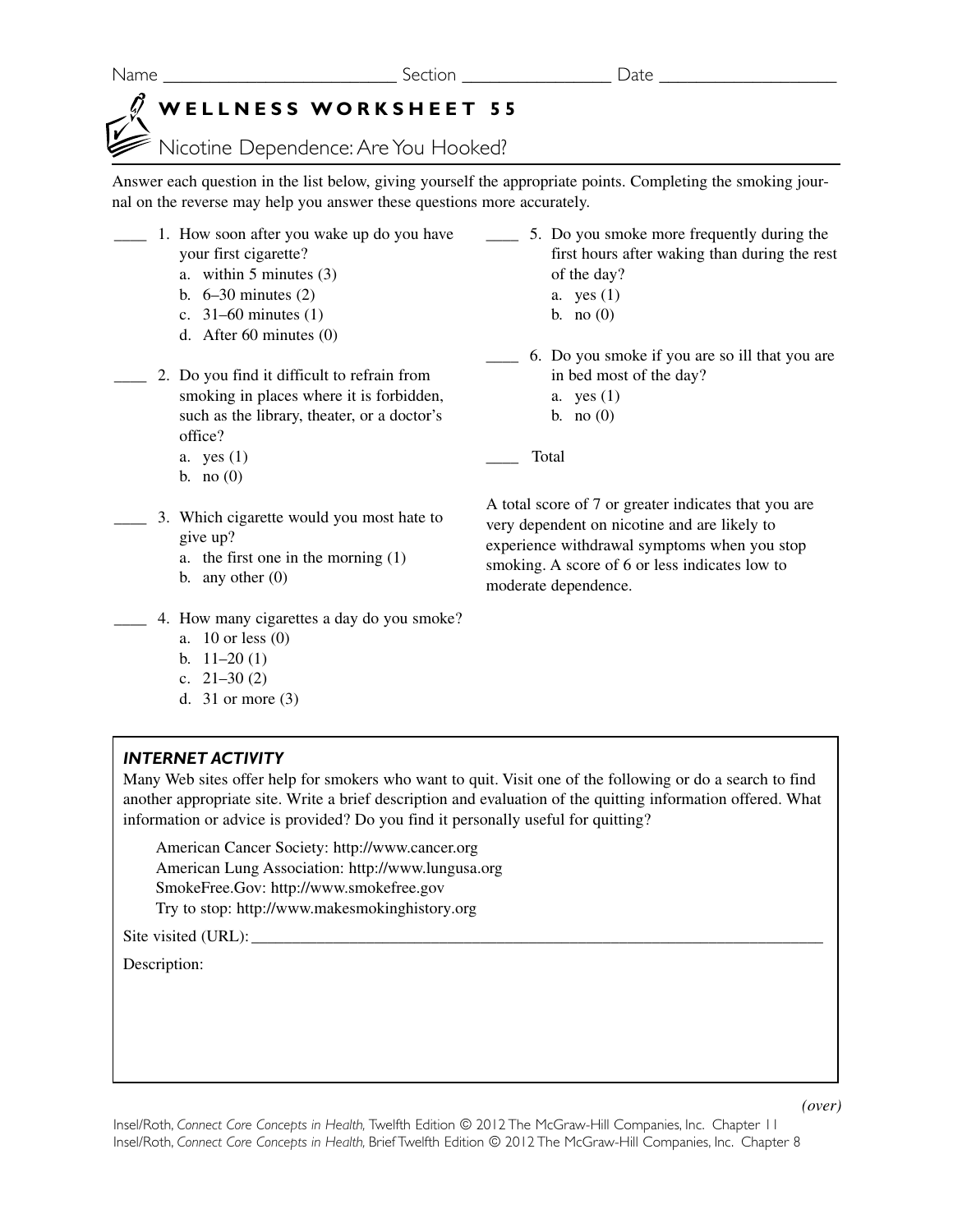Name ________________________ Section ______________ Date ________________

# WELLNESS WORKSHEET 55

## Nicotine Dependence: Are You Hooked?

Answer each question in the list below, giving yourself the appropriate points. Completing the smoking journal on the reverse may help you answer these questions more accurately.

____ 1. How soon after you wake up do you have your first cigarette?
   a. within 5 minutes (3)
   b. 6–30 minutes (2)
   c. 31–60 minutes (1)
   d. After 60 minutes (0)

____ 2. Do you find it difficult to refrain from smoking in places where it is forbidden, such as the library, theater, or a doctor's office?
   a. yes (1)
   b. no (0)

____ 3. Which cigarette would you most hate to give up?
   a. the first one in the morning (1)
   b. any other (0)

____ 4. How many cigarettes a day do you smoke?
   a. 10 or less (0)
   b. 11–20 (1)
   c. 21–30 (2)
   d. 31 or more (3)

____ 5. Do you smoke more frequently during the first hours after waking than during the rest of the day?
   a. yes (1)
   b. no (0)

____ 6. Do you smoke if you are so ill that you are in bed most of the day?
   a. yes (1)
   b. no (0)

____ Total

A total score of 7 or greater indicates that you are very dependent on nicotine and are likely to experience withdrawal symptoms when you stop smoking. A score of 6 or less indicates low to moderate dependence.

### *INTERNET ACTIVITY*

Many Web sites offer help for smokers who want to quit. Visit one of the following or do a search to find another appropriate site. Write a brief description and evaluation of the quitting information offered. What information or advice is provided? Do you find it personally useful for quitting?

American Cancer Society: http://www.cancer.org
American Lung Association: http://www.lungusa.org
SmokeFree.Gov: http://www.smokefree.gov
Try to stop: http://www.makesmokinghistory.org

Site visited (URL): ____________________________________________________________

Description:

*(over)*

Insel/Roth, *Connect Core Concepts in Health,* Twelfth Edition © 2012 The McGraw-Hill Companies, Inc. Chapter 11
Insel/Roth, *Connect Core Concepts in Health,* Brief Twelfth Edition © 2012 The McGraw-Hill Companies, Inc. Chapter 8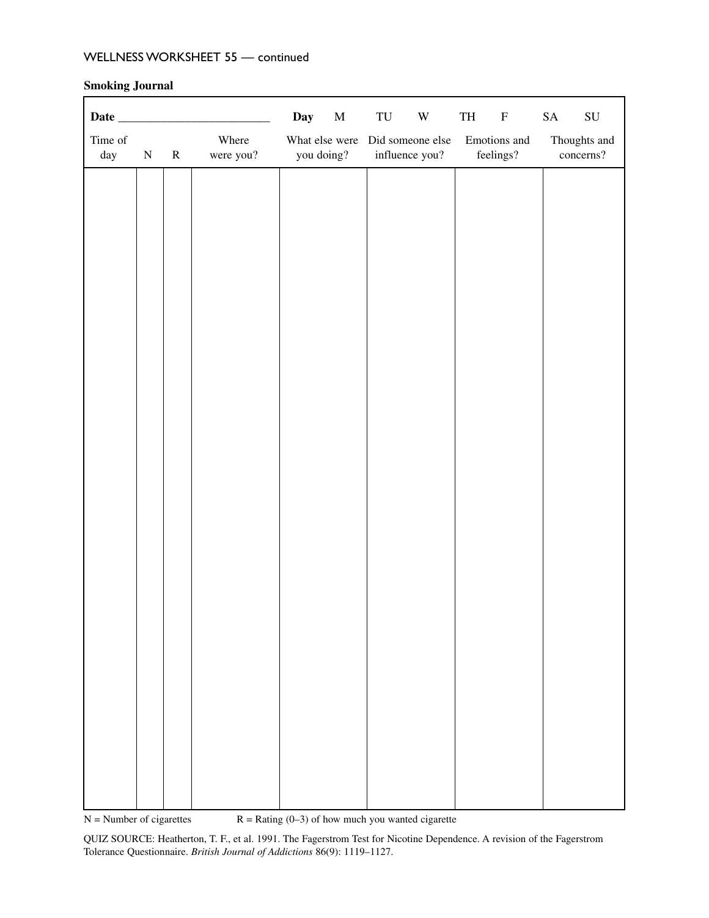WELLNESS WORKSHEET 55 — continued

**Smoking Journal**

| **Date** ______________________ | | | **Day** M | TU W | TH F | SA SU | |
|---|---|---|---|---|---|---|---|
| Time of day | N | R | Where were you? | What else were you doing? | Did someone else influence you? | Emotions and feelings? | Thoughts and concerns? |
| | | | | | | | |

N = Number of cigarettes R = Rating (0–3) of how much you wanted cigarette

QUIZ SOURCE: Heatherton, T. F., et al. 1991. The Fagerstrom Test for Nicotine Dependence. A revision of the Fagerstrom Tolerance Questionnaire. *British Journal of Addictions* 86(9): 1119–1127.